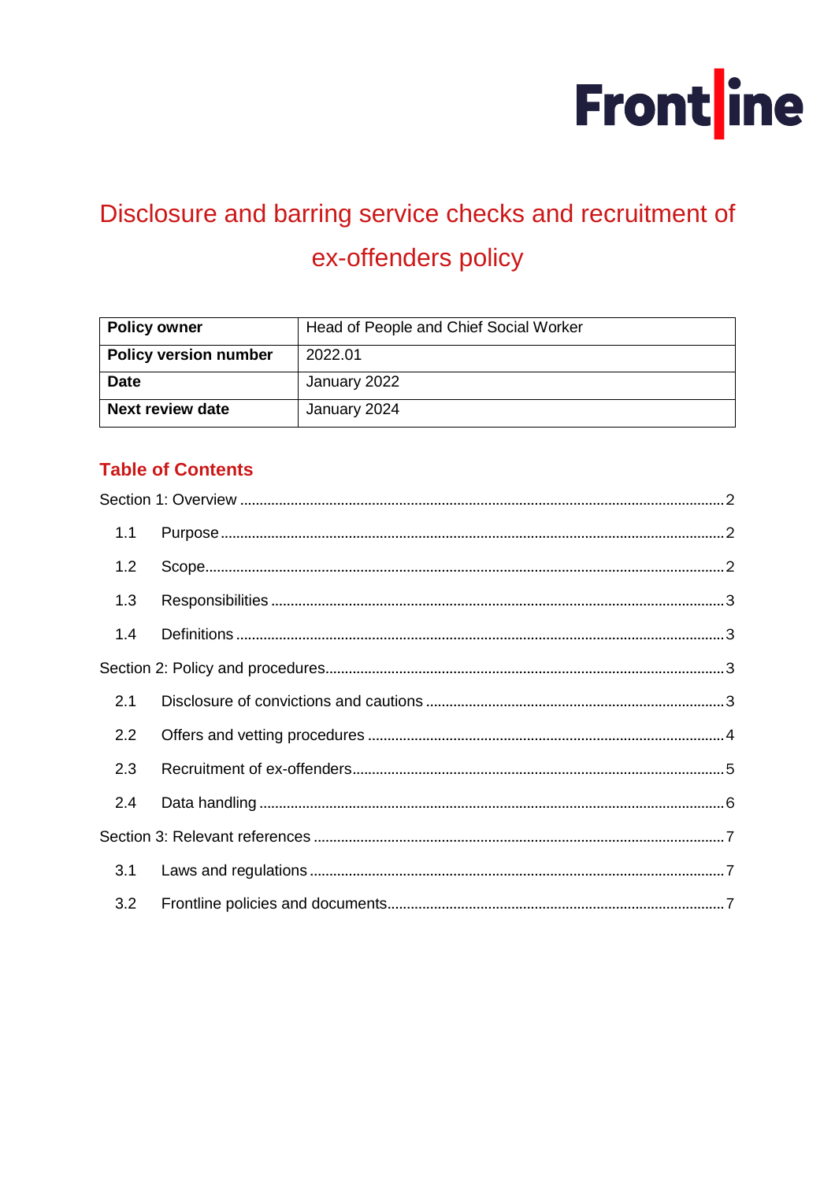# Disclosure and barring service checks and recruitment of ex-offenders policy

| **Policy owner** | Head of People and Chief Social Worker |
|---|---|
| **Policy version number** | 2022.01 |
| **Date** | January 2022 |
| **Next review date** | January 2024 |

## Table of Contents

Section 1: Overview ........................................................ 2

- 1.1 Purpose ........................................................ 2
- 1.2 Scope ........................................................ 2
- 1.3 Responsibilities ........................................................ 3
- 1.4 Definitions ........................................................ 3

Section 2: Policy and procedures ........................................................ 3

- 2.1 Disclosure of convictions and cautions ........................................................ 3
- 2.2 Offers and vetting procedures ........................................................ 4
- 2.3 Recruitment of ex-offenders ........................................................ 5
- 2.4 Data handling ........................................................ 6

Section 3: Relevant references ........................................................ 7

- 3.1 Laws and regulations ........................................................ 7
- 3.2 Frontline policies and documents ........................................................ 7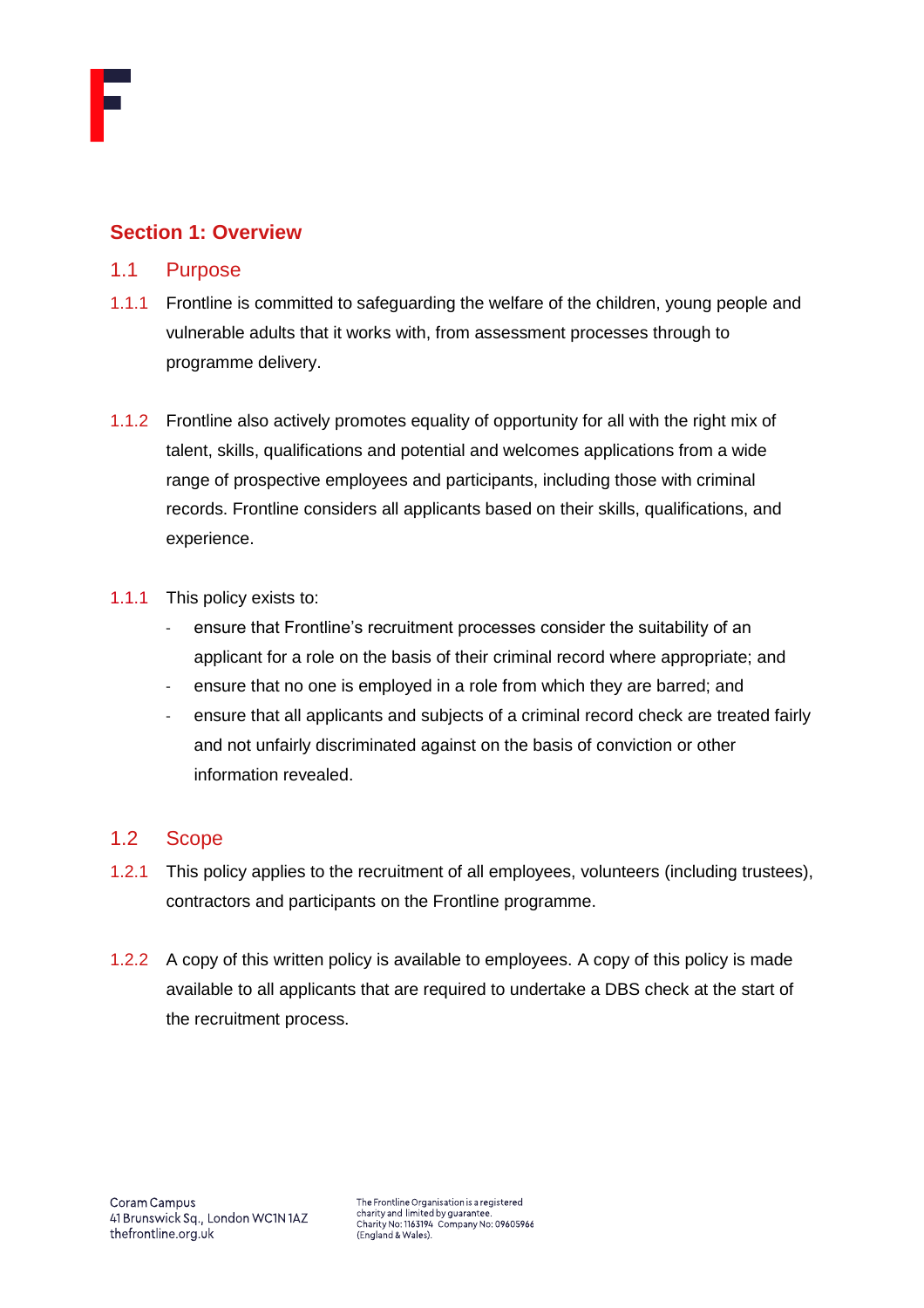## Section 1: Overview

### 1.1 Purpose

1.1.1 Frontline is committed to safeguarding the welfare of the children, young people and vulnerable adults that it works with, from assessment processes through to programme delivery.

1.1.2 Frontline also actively promotes equality of opportunity for all with the right mix of talent, skills, qualifications and potential and welcomes applications from a wide range of prospective employees and participants, including those with criminal records. Frontline considers all applicants based on their skills, qualifications, and experience.

1.1.1 This policy exists to:

- ensure that Frontline's recruitment processes consider the suitability of an applicant for a role on the basis of their criminal record where appropriate; and
- ensure that no one is employed in a role from which they are barred; and
- ensure that all applicants and subjects of a criminal record check are treated fairly and not unfairly discriminated against on the basis of conviction or other information revealed.

### 1.2 Scope

1.2.1 This policy applies to the recruitment of all employees, volunteers (including trustees), contractors and participants on the Frontline programme.

1.2.2 A copy of this written policy is available to employees. A copy of this policy is made available to all applicants that are required to undertake a DBS check at the start of the recruitment process.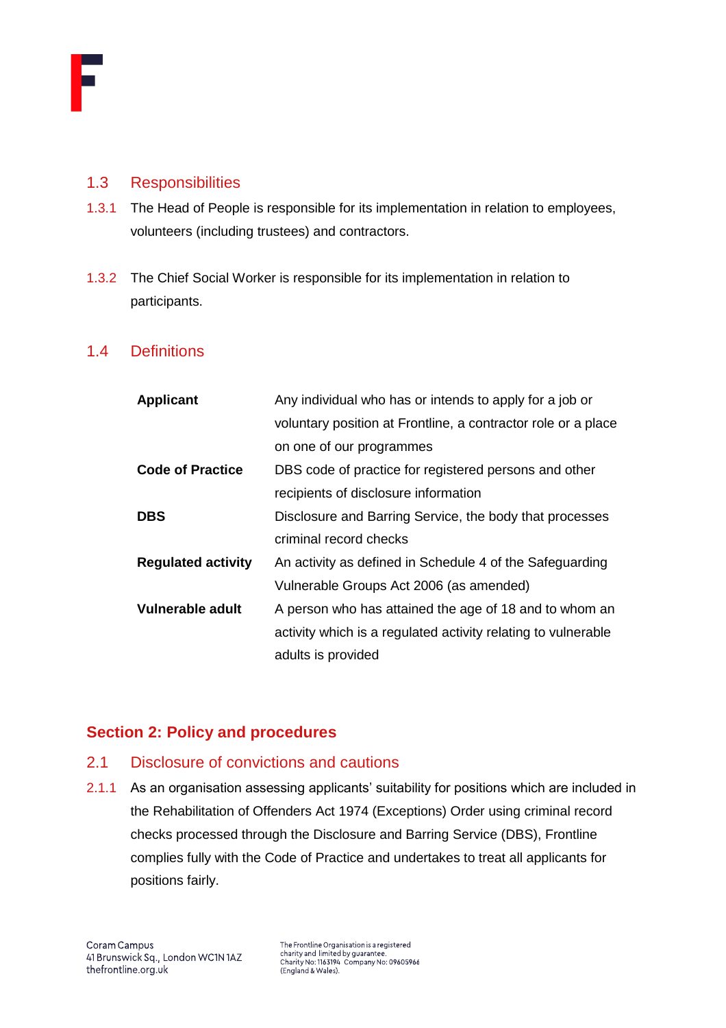### 1.3 Responsibilities

1.3.1 The Head of People is responsible for its implementation in relation to employees, volunteers (including trustees) and contractors.

1.3.2 The Chief Social Worker is responsible for its implementation in relation to participants.

### 1.4 Definitions

| | |
|---|---|
| **Applicant** | Any individual who has or intends to apply for a job or voluntary position at Frontline, a contractor role or a place on one of our programmes |
| **Code of Practice** | DBS code of practice for registered persons and other recipients of disclosure information |
| **DBS** | Disclosure and Barring Service, the body that processes criminal record checks |
| **Regulated activity** | An activity as defined in Schedule 4 of the Safeguarding Vulnerable Groups Act 2006 (as amended) |
| **Vulnerable adult** | A person who has attained the age of 18 and to whom an activity which is a regulated activity relating to vulnerable adults is provided |

## Section 2: Policy and procedures

### 2.1 Disclosure of convictions and cautions

2.1.1 As an organisation applicants' suitability for positions which are included in the Rehabilitation of Offenders Act 1974 (Exceptions) Order using criminal record checks processed through the Disclosure and Barring Service (DBS), Frontline complies fully with the Code of Practice and undertakes to treat all applicants for positions fairly.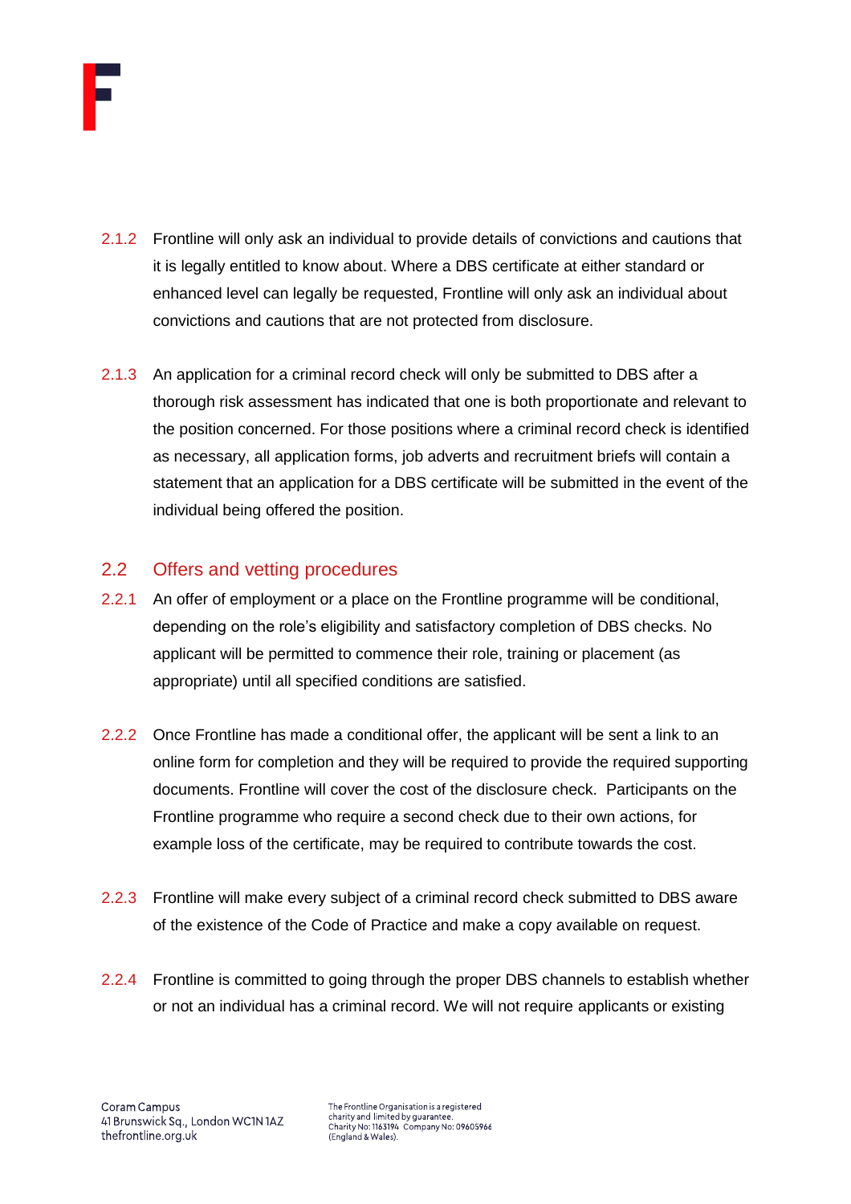2.1.2 Frontline will only ask an individual to provide details of convictions and cautions that it is legally entitled to know about. Where a DBS certificate at either standard or enhanced level can legally be requested, Frontline will only ask an individual about convictions and cautions that are not protected from disclosure.

2.1.3 An application for a criminal record check will only be submitted to DBS after a thorough risk assessment has indicated that one is both proportionate and relevant to the position concerned. For those positions where a criminal record check is identified as necessary, all application forms, job adverts and recruitment briefs will contain a statement that an application for a DBS certificate will be submitted in the event of the individual being offered the position.

## 2.2 Offers and vetting procedures

2.2.1 An offer of employment or a place on the Frontline programme will be conditional, depending on the role's eligibility and satisfactory completion of DBS checks. No applicant will be permitted to commence their role, training or placement (as appropriate) until all specified conditions are satisfied.

2.2.2 Once Frontline has made a conditional offer, the applicant will be sent a link to an online form for completion and they will be required to provide the required supporting documents. Frontline will cover the cost of the disclosure check. Participants on the Frontline programme who require a second check due to their own actions, for example loss of the certificate, may be required to contribute towards the cost.

2.2.3 Frontline will make every subject of a criminal record check submitted to DBS aware of the existence of the Code of Practice and make a copy available on request.

2.2.4 Frontline is committed to going through the proper DBS channels to establish whether or not an individual has a criminal record. We will not require applicants or existing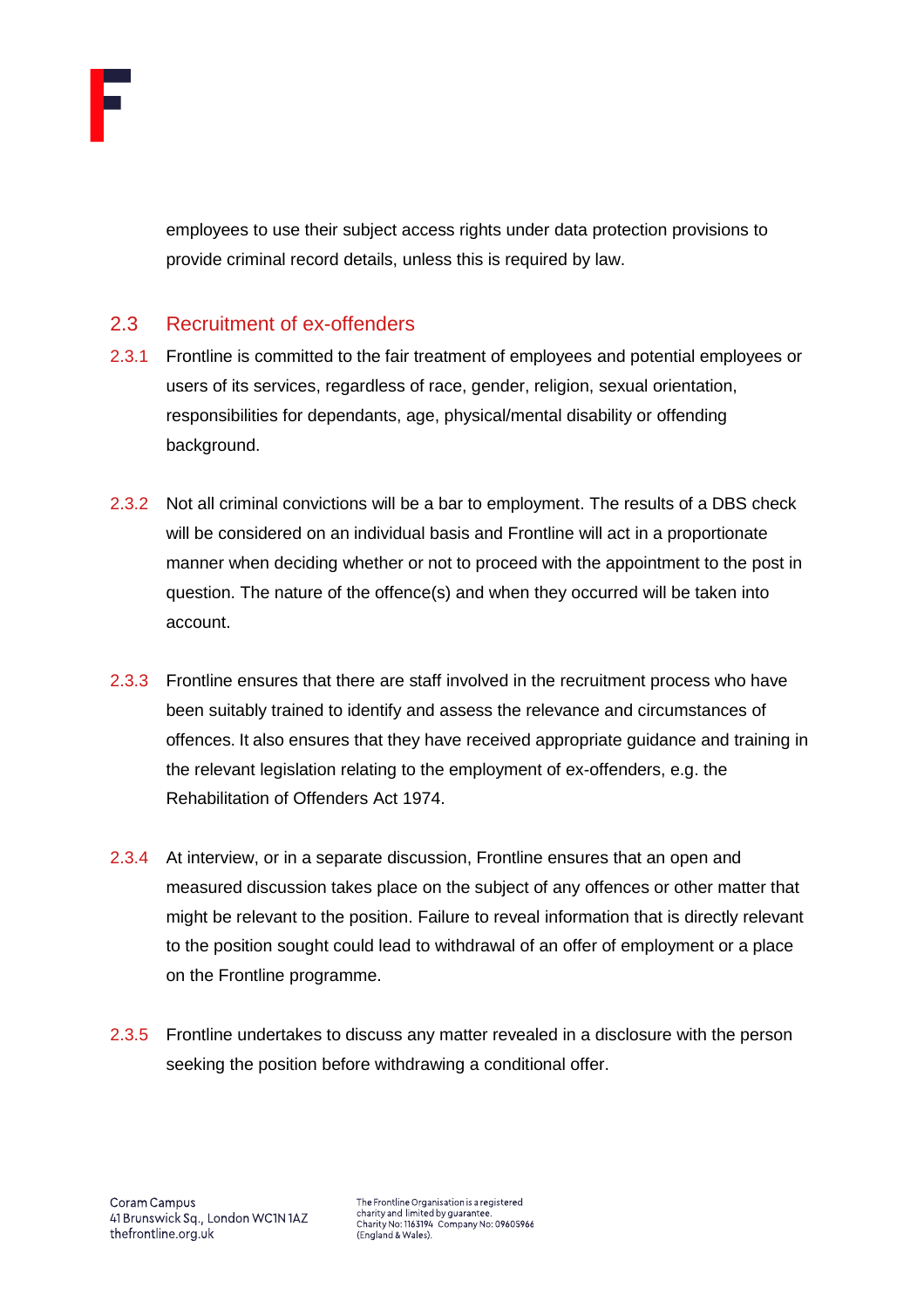employees to use their subject access rights under data protection provisions to provide criminal record details, unless this is required by law.

## 2.3 Recruitment of ex-offenders

2.3.1 Frontline is committed to the fair treatment of employees and potential employees or users of its services, regardless of race, gender, religion, sexual orientation, responsibilities for dependants, age, physical/mental disability or offending background.

2.3.2 Not all criminal convictions will be a bar to employment. The results of a DBS check will be considered on an individual basis and Frontline will act in a proportionate manner when deciding whether or not to proceed with the appointment to the post in question. The nature of the offence(s) and when they occurred will be taken into account.

2.3.3 Frontline ensures that there are staff involved in the recruitment process who have been suitably trained to identify and assess the relevance and circumstances of offences. It also ensures that they have received appropriate guidance and training in the relevant legislation relating to the employment of ex-offenders, e.g. the Rehabilitation of Offenders Act 1974.

2.3.4 At interview, or in a separate discussion, Frontline ensures that an open and measured discussion takes place on the subject of any offences or other matter that might be relevant to the position. Failure to reveal information that is directly relevant to the position sought could lead to withdrawal of an offer of employment or a place on the Frontline programme.

2.3.5 Frontline undertakes to discuss any matter revealed in a disclosure with the person seeking the position before withdrawing a conditional offer.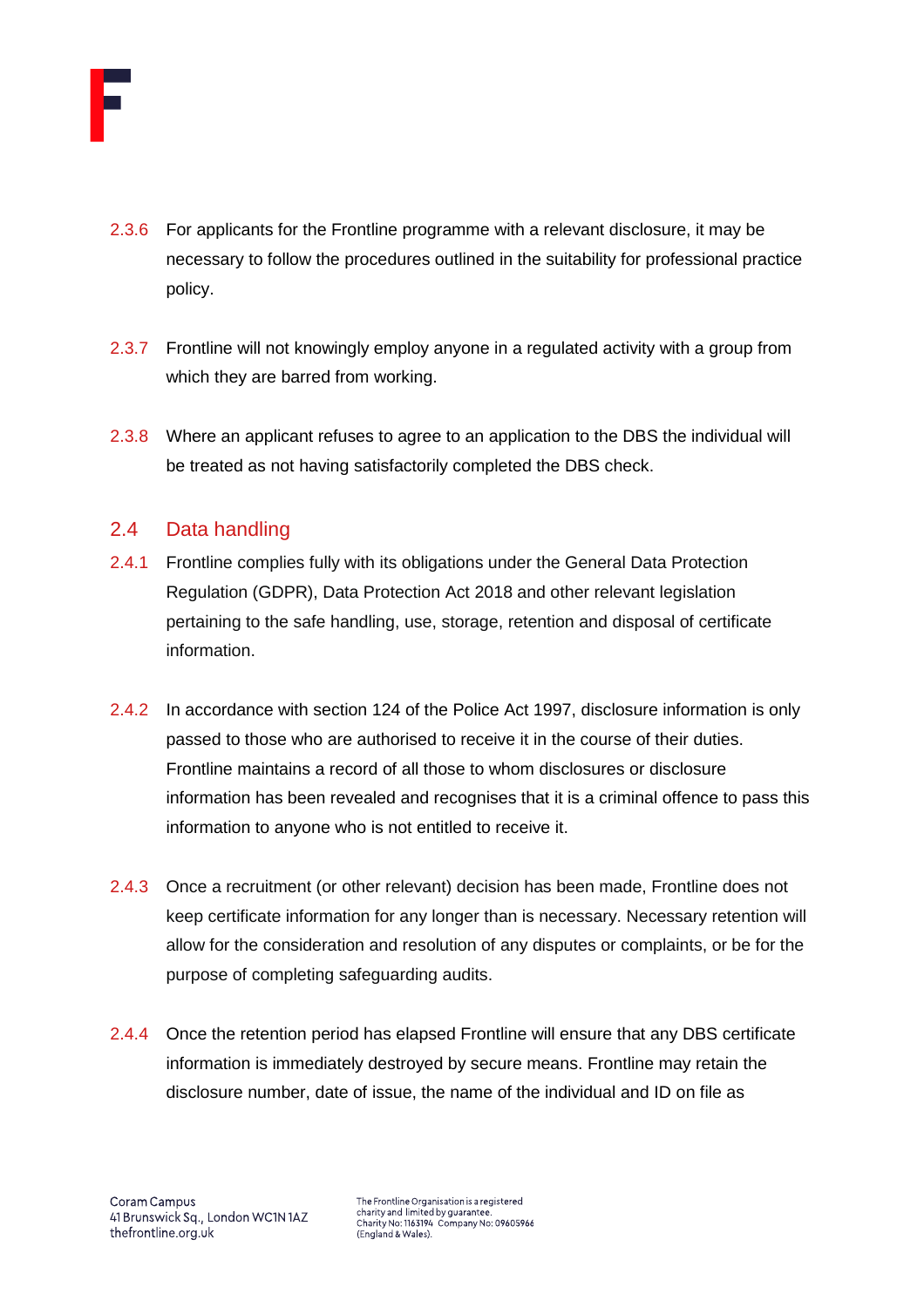2.3.6 For applicants for the Frontline programme with a relevant disclosure, it may be necessary to follow the procedures outlined in the suitability for professional practice policy.

2.3.7 Frontline will not knowingly employ anyone in a regulated activity with a group from which they are barred from working.

2.3.8 Where an applicant refuses to agree to an application to the DBS the individual will be treated as not having satisfactorily completed the DBS check.

## 2.4 Data handling

2.4.1 Frontline complies fully with its obligations under the General Data Protection Regulation (GDPR), Data Protection Act 2018 and other relevant legislation pertaining to the safe handling, use, storage, retention and disposal of certificate information.

2.4.2 In accordance with section 124 of the Police Act 1997, disclosure information is only passed to those who are authorised to receive it in the course of their duties. Frontline maintains a record of all those to whom disclosures or disclosure information has been revealed and recognises that it is a criminal offence to pass this information to anyone who is not entitled to receive it.

2.4.3 Once a recruitment (or other relevant) decision has been made, Frontline does not keep certificate information for any longer than is necessary. Necessary retention will allow for the consideration and resolution of any disputes or complaints, or be for the purpose of completing safeguarding audits.

2.4.4 Once the retention period has elapsed Frontline will ensure that any DBS certificate information is immediately destroyed by secure means. Frontline may retain the disclosure number, date of issue, the name of the individual and ID on file as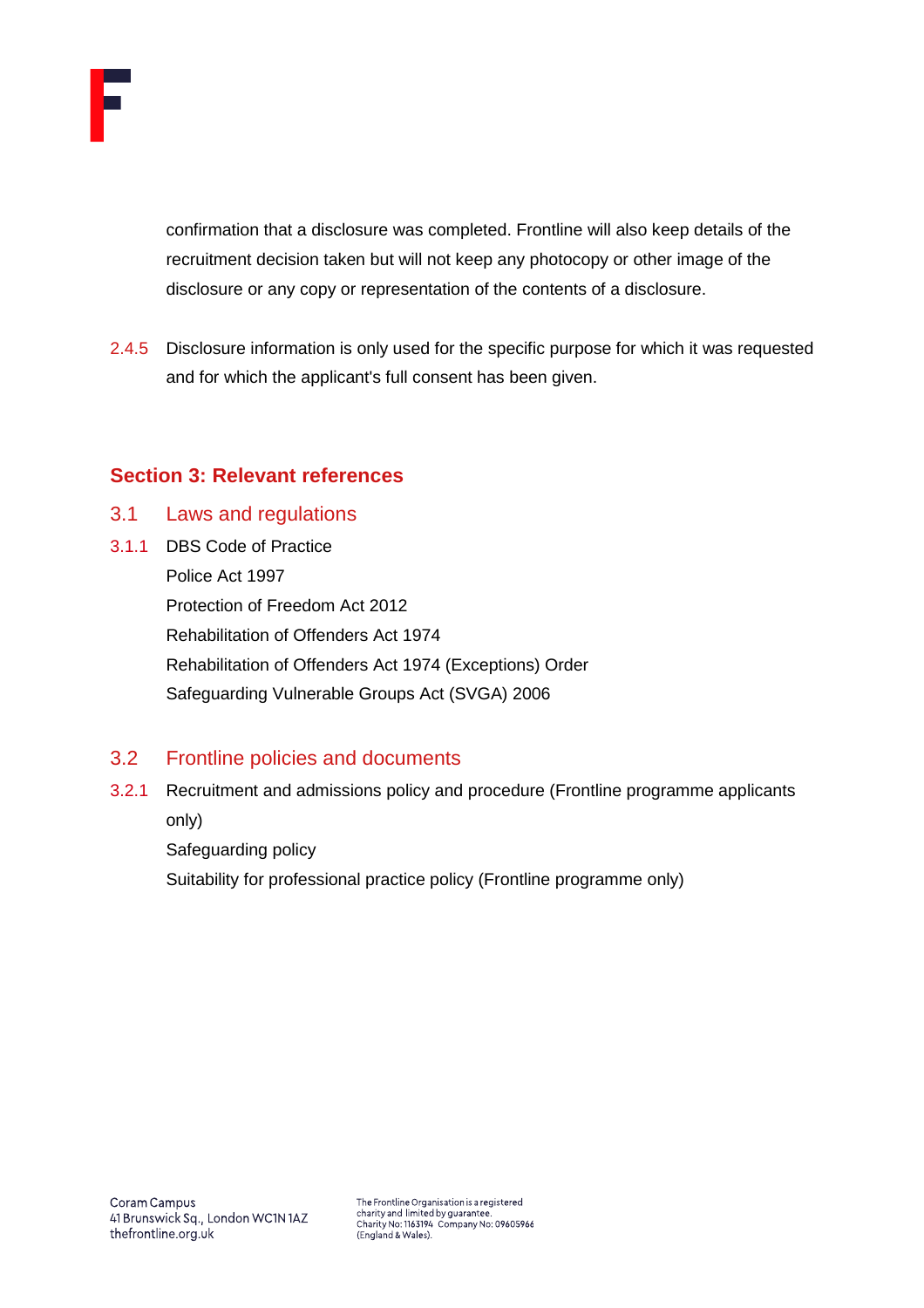confirmation that a disclosure was completed. Frontline will also keep details of the recruitment decision taken but will not keep any photocopy or other image of the disclosure or any copy or representation of the contents of a disclosure.

2.4.5 Disclosure information is only used for the specific purpose for which it was requested and for which the applicant's full consent has been given.

## Section 3: Relevant references

### 3.1 Laws and regulations

3.1.1 DBS Code of Practice
Police Act 1997
Protection of Freedom Act 2012
Rehabilitation of Offenders Act 1974
Rehabilitation of Offenders Act 1974 (Exceptions) Order
Safeguarding Vulnerable Groups Act (SVGA) 2006

### 3.2 Frontline policies and documents

3.2.1 Recruitment and admissions policy and procedure (Frontline programme applicants only)
Safeguarding policy
Suitability for professional practice policy (Frontline programme only)